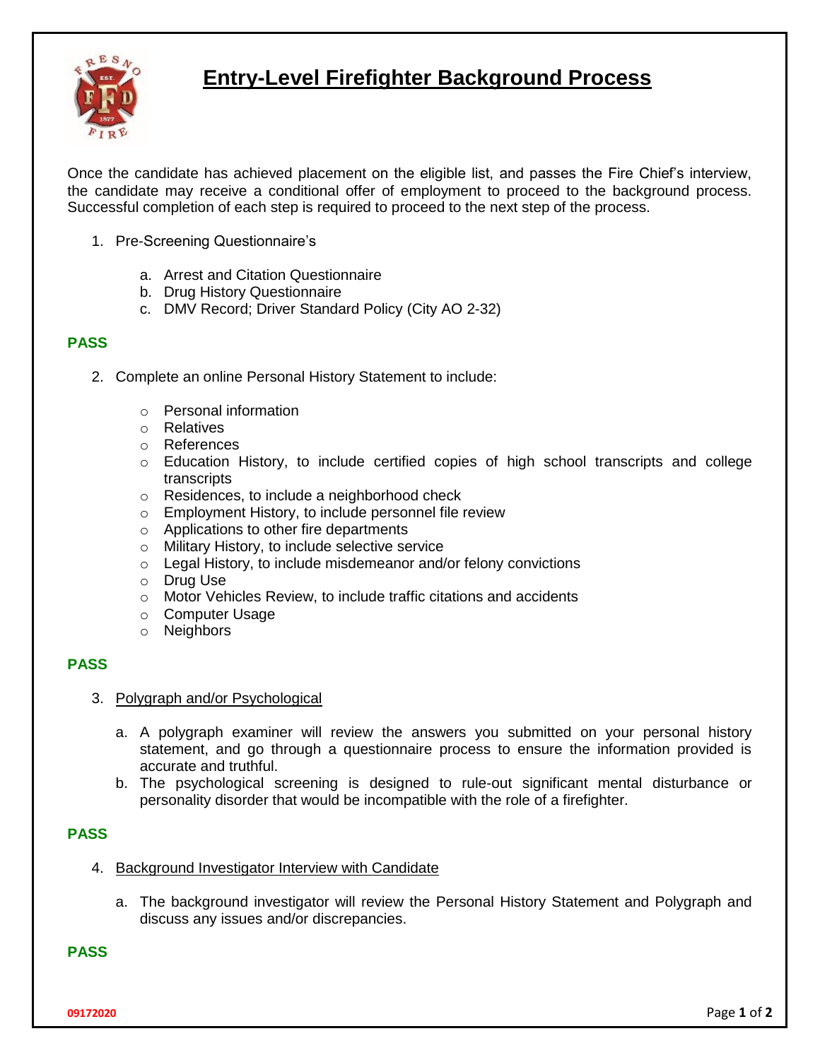# Entry-Level Firefighter Background Process

Once the candidate has achieved placement on the eligible list, and passes the Fire Chief's interview, the candidate may receive a conditional offer of employment to proceed to the background process. Successful completion of each step is required to proceed to the next step of the process.

1. Pre-Screening Questionnaire's

   a. Arrest and Citation Questionnaire
   b. Drug History Questionnaire
   c. DMV Record; Driver Standard Policy (City AO 2-32)

**PASS**

2. Complete an online Personal History Statement to include:

   - Personal information
   - Relatives
   - References
   - Education History, to include certified copies of high school transcripts and college transcripts
   - Residences, to include a neighborhood check
   - Employment History, to include personnel file review
   - Applications to other fire departments
   - Military History, to include selective service
   - Legal History, to include misdemeanor and/or felony convictions
   - Drug Use
   - Motor Vehicles Review, to include traffic citations and accidents
   - Computer Usage
   - Neighbors

**PASS**

3. <u>Polygraph and/or Psychological</u>

   a. A polygraph examiner will review the answers you submitted on your personal history statement, and go through a questionnaire process to ensure the information provided is accurate and truthful.
   b. The psychological screening is designed to rule-out significant mental disturbance or personality disorder that would be incompatible with the role of a firefighter.

**PASS**

4. <u>Background Investigator Interview with Candidate</u>

   a. The background investigator will review the Personal History Statement and Polygraph and discuss any issues and/or discrepancies.

**PASS**

09172020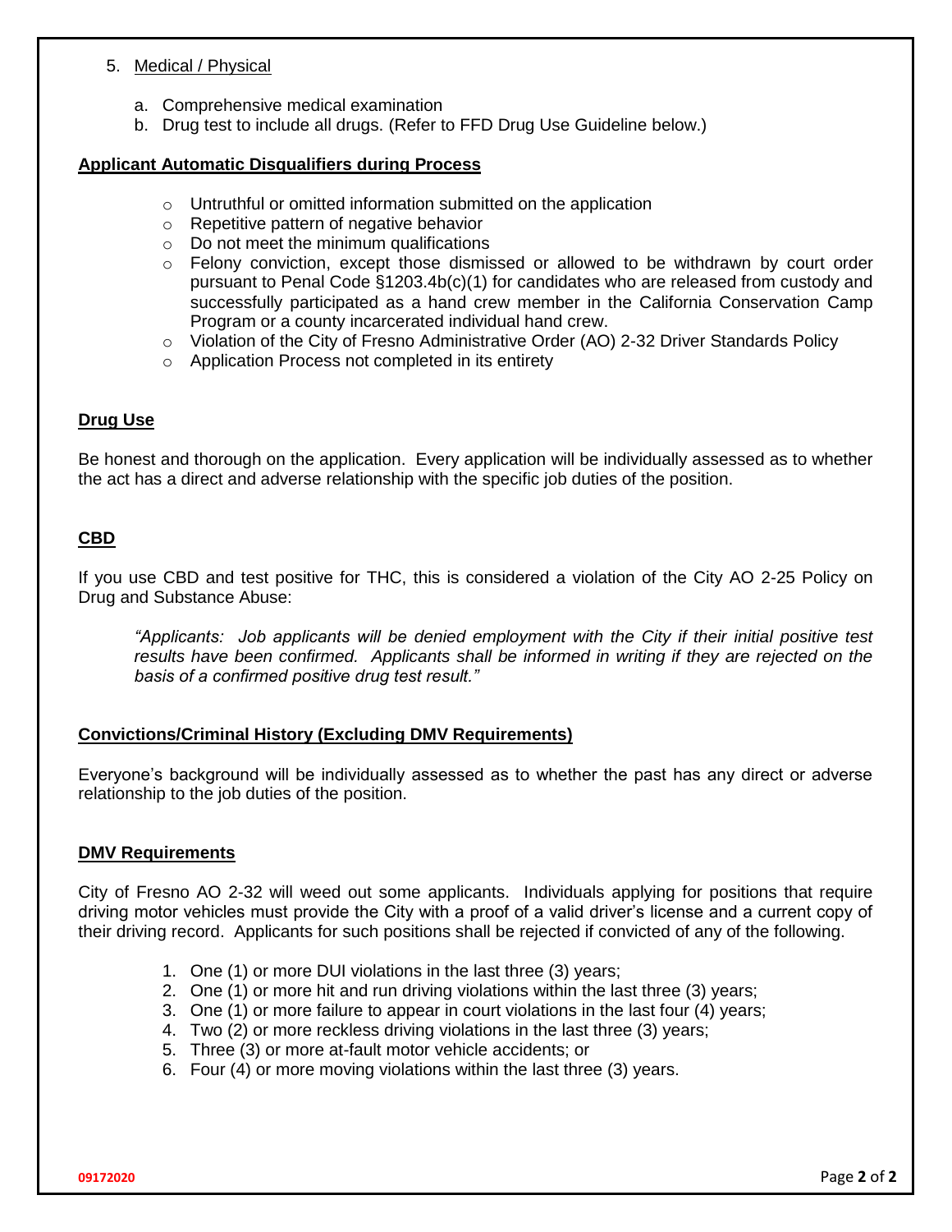5. Medical / Physical

    a. Comprehensive medical examination
    b. Drug test to include all drugs. (Refer to FFD Drug Use Guideline below.)

**Applicant Automatic Disqualifiers during Process**

- Untruthful or omitted information submitted on the application
- Repetitive pattern of negative behavior
- Do not meet the minimum qualifications
- Felony conviction, except those dismissed or allowed to be withdrawn by court order pursuant to Penal Code §1203.4b(c)(1) for candidates who are released from custody and successfully participated as a hand crew member in the California Conservation Camp Program or a county incarcerated individual hand crew.
- Violation of the City of Fresno Administrative Order (AO) 2-32 Driver Standards Policy
- Application Process not completed in its entirety

**Drug Use**

Be honest and thorough on the application. Every application will be individually assessed as to whether the act has a direct and adverse relationship with the specific job duties of the position.

**CBD**

If you use CBD and test positive for THC, this is considered a violation of the City AO 2-25 Policy on Drug and Substance Abuse:

> *"Applicants: Job applicants will be denied employment with the City if their initial positive test results have been confirmed. Applicants shall be informed in writing if they are rejected on the basis of a confirmed positive drug test result."*

**Convictions/Criminal History (Excluding DMV Requirements)**

Everyone's background will be individually assessed as to whether the past has any direct or adverse relationship to the job duties of the position.

**DMV Requirements**

City of Fresno AO 2-32 will weed out some applicants. Individuals applying for positions that require driving motor vehicles must provide the City with a proof of a valid driver's license and a current copy of their driving record. Applicants for such positions shall be rejected if convicted of any of the following.

1. One (1) or more DUI violations in the last three (3) years;
2. One (1) or more hit and run driving violations within the last three (3) years;
3. One (1) or more failure to appear in court violations in the last four (4) years;
4. Two (2) or more reckless driving violations in the last three (3) years;
5. Three (3) or more at-fault motor vehicle accidents; or
6. Four (4) or more moving violations within the last three (3) years.

09172020